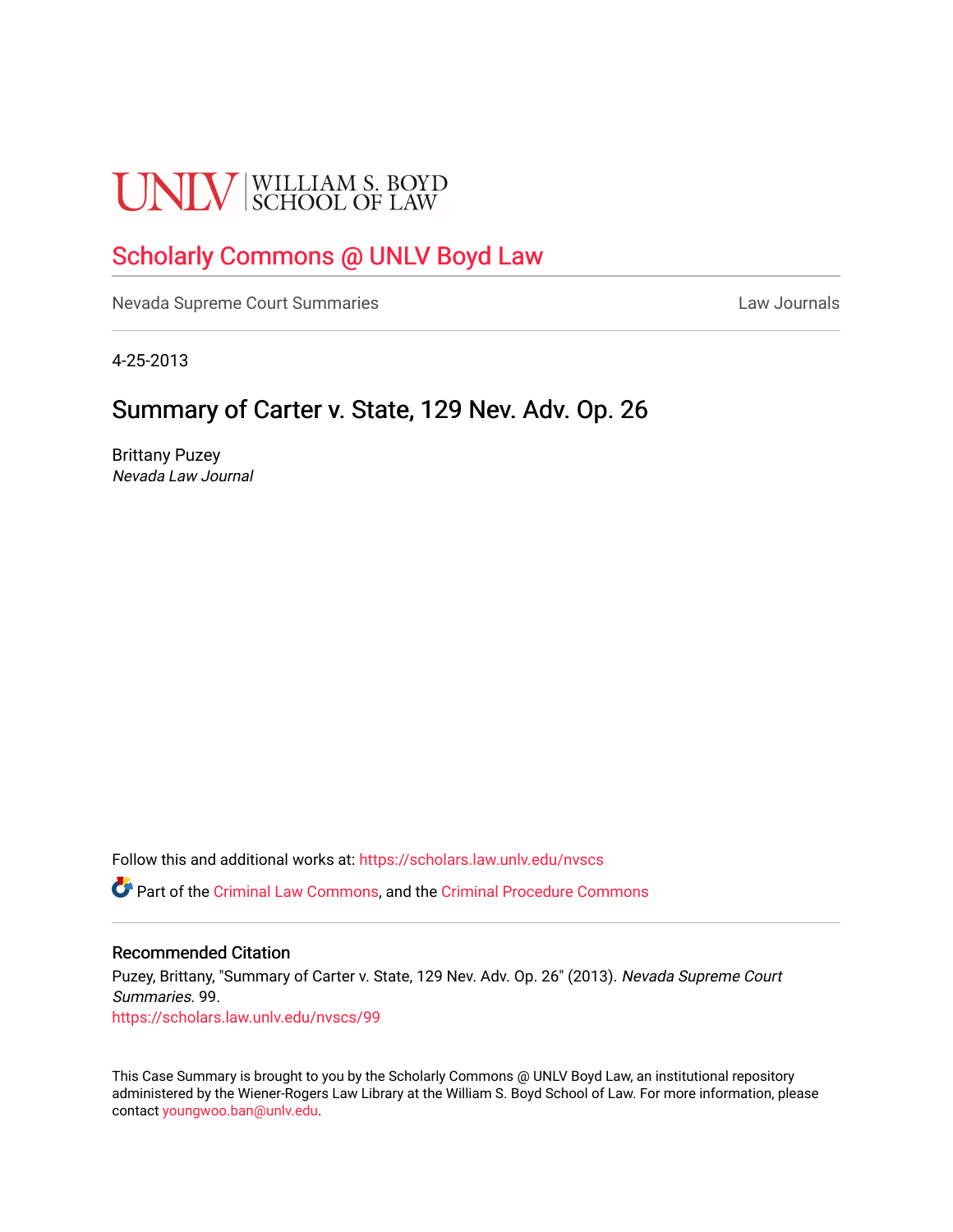UNLV | WILLIAM S. BOYD SCHOOL OF LAW

# Scholarly Commons @ UNLV Boyd Law

Nevada Supreme Court Summaries

Law Journals

4-25-2013

## Summary of Carter v. State, 129 Nev. Adv. Op. 26

Brittany Puzey
*Nevada Law Journal*

Follow this and additional works at: https://scholars.law.unlv.edu/nvscs

Part of the Criminal Law Commons, and the Criminal Procedure Commons

### Recommended Citation

Puzey, Brittany, "Summary of Carter v. State, 129 Nev. Adv. Op. 26" (2013). *Nevada Supreme Court Summaries*. 99.
https://scholars.law.unlv.edu/nvscs/99

This Case Summary is brought to you by the Scholarly Commons @ UNLV Boyd Law, an institutional repository administered by the Wiener-Rogers Law Library at the William S. Boyd School of Law. For more information, please contact youngwoo.ban@unlv.edu.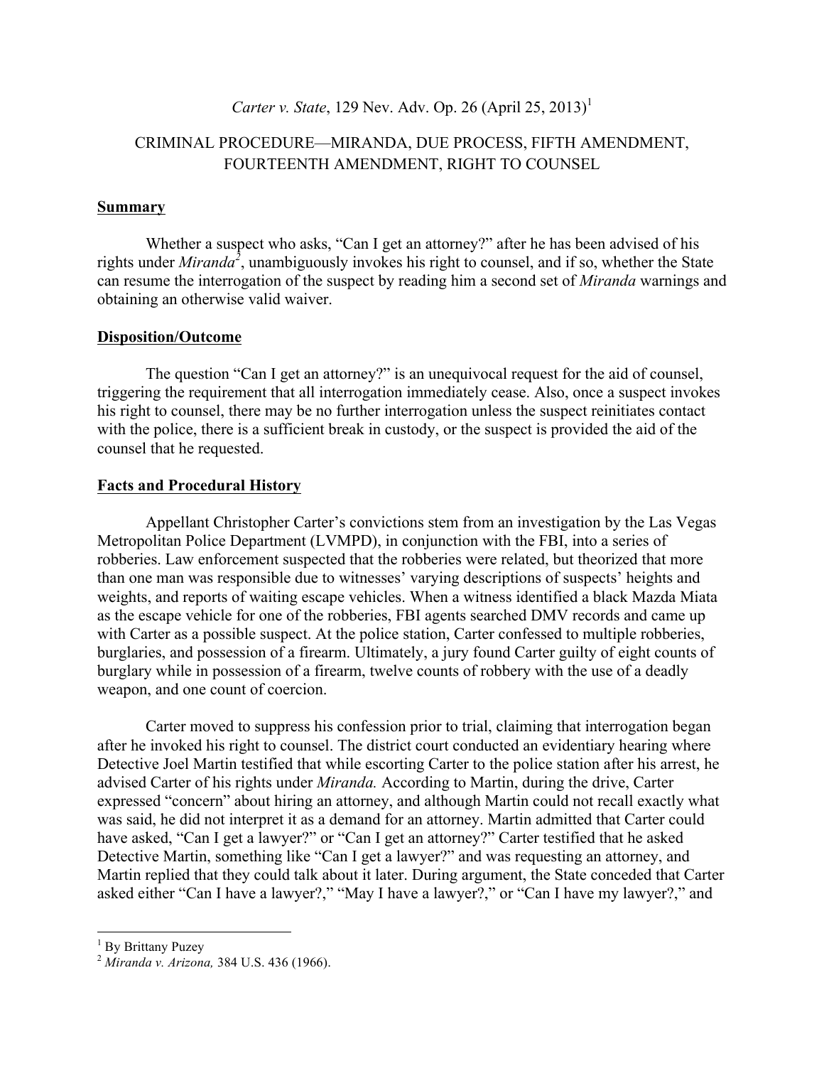*Carter v. State*, 129 Nev. Adv. Op. 26 (April 25, 2013)[1]

CRIMINAL PROCEDURE—MIRANDA, DUE PROCESS, FIFTH AMENDMENT, FOURTEENTH AMENDMENT, RIGHT TO COUNSEL

## Summary

Whether a suspect who asks, "Can I get an attorney?" after he has been advised of his rights under *Miranda*[2], unambiguously invokes his right to counsel, and if so, whether the State can resume the interrogation of the suspect by reading him a second set of *Miranda* warnings and obtaining an otherwise valid waiver.

## Disposition/Outcome

The question "Can I get an attorney?" is an unequivocal request for the aid of counsel, triggering the requirement that all interrogation immediately cease. Also, once a suspect invokes his right to counsel, there may be no further interrogation unless the suspect reinitiates contact with the police, there is a sufficient break in custody, or the suspect is provided the aid of the counsel that he requested.

## Facts and Procedural History

Appellant Christopher Carter's convictions stem from an investigation by the Las Vegas Metropolitan Police Department (LVMPD), in conjunction with the FBI, into a series of robberies. Law enforcement suspected that the robberies were related, but theorized that more than one man was responsible due to witnesses' varying descriptions of suspects' heights and weights, and reports of waiting escape vehicles. When a witness identified a black Mazda Miata as the escape vehicle for one of the robberies, FBI agents searched DMV records and came up with Carter as a possible suspect. At the police station, Carter confessed to multiple robberies, burglaries, and possession of a firearm. Ultimately, a jury found Carter guilty of eight counts of burglary while in possession of a firearm, twelve counts of robbery with the use of a deadly weapon, and one count of coercion.

Carter moved to suppress his confession prior to trial, claiming that interrogation began after he invoked his right to counsel. The district court conducted an evidentiary hearing where Detective Joel Martin testified that while escorting Carter to the police station after his arrest, he advised Carter of his rights under *Miranda.* According to Martin, during the drive, Carter expressed "concern" about hiring an attorney, and although Martin could not recall exactly what was said, he did not interpret it as a demand for an attorney. Martin admitted that Carter could have asked, "Can I get a lawyer?" or "Can I get an attorney?" Carter testified that he asked Detective Martin, something like "Can I get a lawyer?" and was requesting an attorney, and Martin replied that they could talk about it later. During argument, the State conceded that Carter asked either "Can I have a lawyer?," "May I have a lawyer?," or "Can I have my lawyer?," and

---

[1] By Brittany Puzey

[2] *Miranda v. Arizona,* 384 U.S. 436 (1966).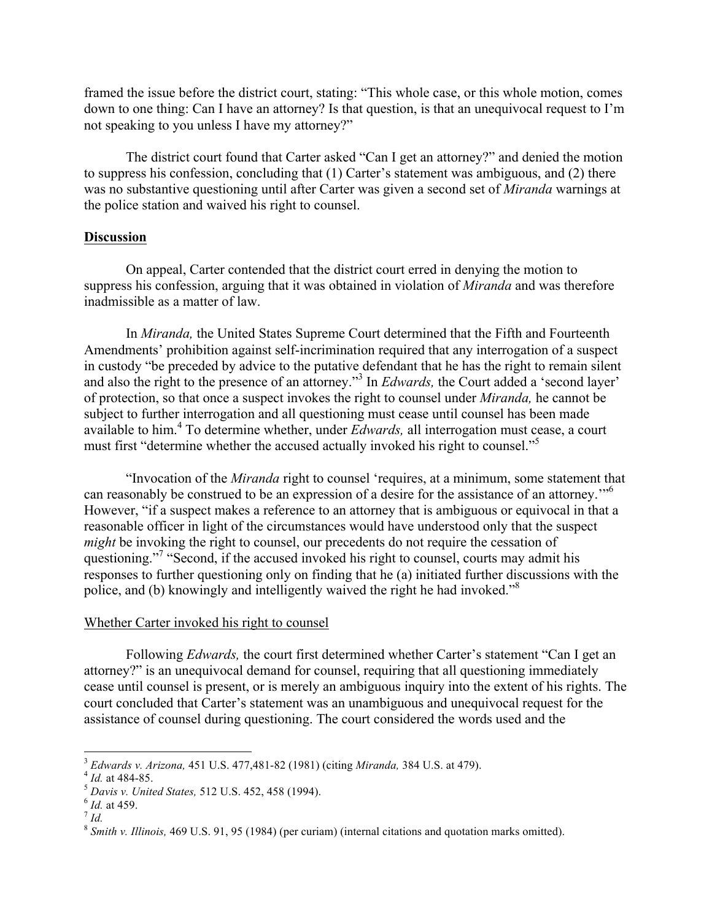framed the issue before the district court, stating: "This whole case, or this whole motion, comes down to one thing: Can I have an attorney? Is that question, is that an unequivocal request to I'm not speaking to you unless I have my attorney?"

The district court found that Carter asked "Can I get an attorney?" and denied the motion to suppress his confession, concluding that (1) Carter's statement was ambiguous, and (2) there was no substantive questioning until after Carter was given a second set of *Miranda* warnings at the police station and waived his right to counsel.

## Discussion

On appeal, Carter contended that the district court erred in denying the motion to suppress his confession, arguing that it was obtained in violation of *Miranda* and was therefore inadmissible as a matter of law.

In *Miranda,* the United States Supreme Court determined that the Fifth and Fourteenth Amendments' prohibition against self-incrimination required that any interrogation of a suspect in custody "be preceded by advice to the putative defendant that he has the right to remain silent and also the right to the presence of an attorney."[3] In *Edwards,* the Court added a 'second layer' of protection, so that once a suspect invokes the right to counsel under *Miranda,* he cannot be subject to further interrogation and all questioning must cease until counsel has been made available to him.[4] To determine whether, under *Edwards,* all interrogation must cease, a court must first "determine whether the accused actually invoked his right to counsel."[5]

"Invocation of the *Miranda* right to counsel 'requires, at a minimum, some statement that can reasonably be construed to be an expression of a desire for the assistance of an attorney.'"[6] However, "if a suspect makes a reference to an attorney that is ambiguous or equivocal in that a reasonable officer in light of the circumstances would have understood only that the suspect *might* be invoking the right to counsel, our precedents do not require the cessation of questioning."[7] "Second, if the accused invoked his right to counsel, courts may admit his responses to further questioning only on finding that he (a) initiated further discussions with the police, and (b) knowingly and intelligently waived the right he had invoked."[8]

### Whether Carter invoked his right to counsel

Following *Edwards,* the court first determined whether Carter's statement "Can I get an attorney?" is an unequivocal demand for counsel, requiring that all questioning immediately cease until counsel is present, or is merely an ambiguous inquiry into the extent of his rights. The court concluded that Carter's statement was an unambiguous and unequivocal request for the assistance of counsel during questioning. The court considered the words used and the

---

[3] *Edwards v. Arizona,* 451 U.S. 477,481-82 (1981) (citing *Miranda,* 384 U.S. at 479).

[4] *Id.* at 484-85.

[5] *Davis v. United States,* 512 U.S. 452, 458 (1994).

[6] *Id.* at 459.

[7] *Id.*

[8] *Smith v. Illinois,* 469 U.S. 91, 95 (1984) (per curiam) (internal citations and quotation marks omitted).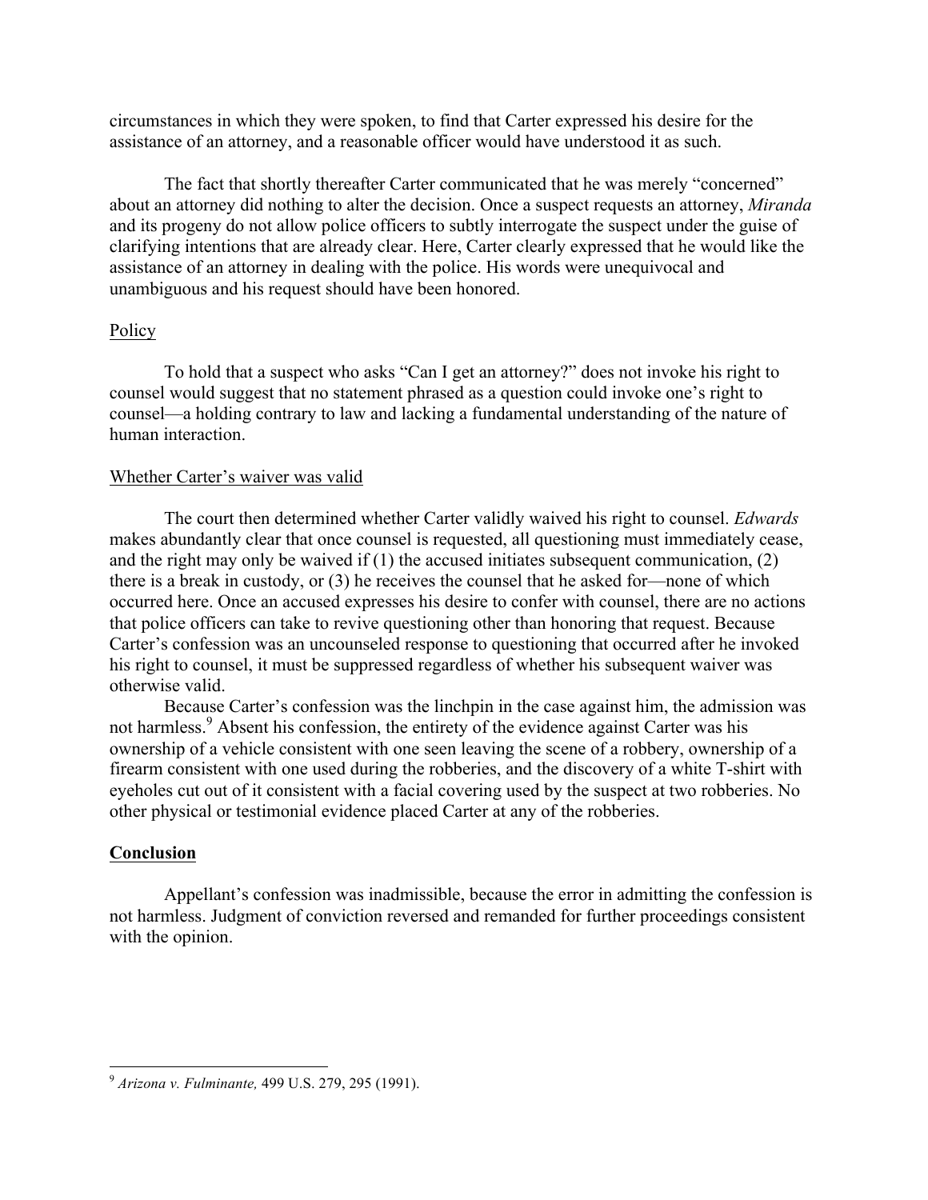circumstances in which they were spoken, to find that Carter expressed his desire for the assistance of an attorney, and a reasonable officer would have understood it as such.

The fact that shortly thereafter Carter communicated that he was merely "concerned" about an attorney did nothing to alter the decision. Once a suspect requests an attorney, *Miranda* and its progeny do not allow police officers to subtly interrogate the suspect under the guise of clarifying intentions that are already clear. Here, Carter clearly expressed that he would like the assistance of an attorney in dealing with the police. His words were unequivocal and unambiguous and his request should have been honored.

Policy

To hold that a suspect who asks "Can I get an attorney?" does not invoke his right to counsel would suggest that no statement phrased as a question could invoke one's right to counsel—a holding contrary to law and lacking a fundamental understanding of the nature of human interaction.

Whether Carter's waiver was valid

The court then determined whether Carter validly waived his right to counsel. *Edwards* makes abundantly clear that once counsel is requested, all questioning must immediately cease, and the right may only be waived if (1) the accused initiates subsequent communication, (2) there is a break in custody, or (3) he receives the counsel that he asked for—none of which occurred here. Once an accused expresses his desire to confer with counsel, there are no actions that police officers can take to revive questioning other than honoring that request. Because Carter's confession was an uncounseled response to questioning that occurred after he invoked his right to counsel, it must be suppressed regardless of whether his subsequent waiver was otherwise valid.

Because Carter's confession was the linchpin in the case against him, the admission was not harmless.[9] Absent his confession, the entirety of the evidence against Carter was his ownership of a vehicle consistent with one seen leaving the scene of a robbery, ownership of a firearm consistent with one used during the robberies, and the discovery of a white T-shirt with eyeholes cut out of it consistent with a facial covering used by the suspect at two robberies. No other physical or testimonial evidence placed Carter at any of the robberies.

**Conclusion**

Appellant's confession was inadmissible, because the error in admitting the confession is not harmless. Judgment of conviction reversed and remanded for further proceedings consistent with the opinion.

[9] *Arizona v. Fulminante,* 499 U.S. 279, 295 (1991).